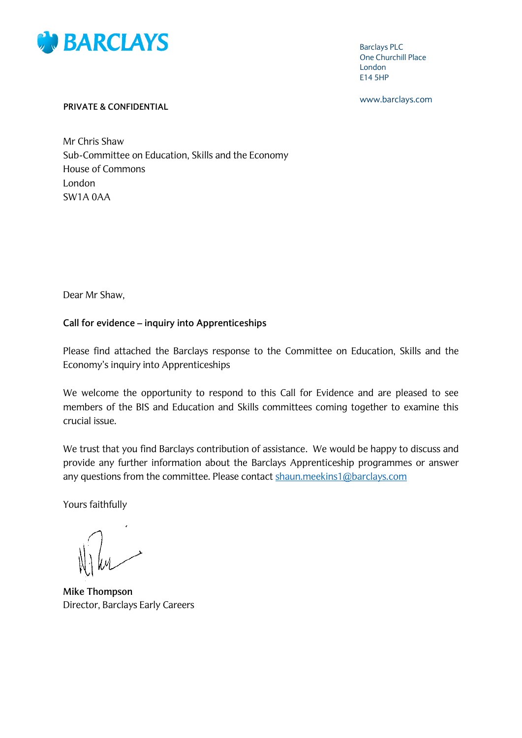**BARCLAYS**

Barclays PLC
One Churchill Place
London
E14 5HP

www.barclays.com

**PRIVATE & CONFIDENTIAL**

Mr Chris Shaw
Sub-Committee on Education, Skills and the Economy
House of Commons
London
SW1A 0AA

Dear Mr Shaw,

**Call for evidence – inquiry into Apprenticeships**

Please find attached the Barclays response to the Committee on Education, Skills and the Economy's inquiry into Apprenticeships

We welcome the opportunity to respond to this Call for Evidence and are pleased to see members of the BIS and Education and Skills committees coming together to examine this crucial issue.

We trust that you find Barclays contribution of assistance. We would be happy to discuss and provide any further information about the Barclays Apprenticeship programmes or answer any questions from the committee. Please contact shaun.meekins1@barclays.com

Yours faithfully

**Mike Thompson**
Director, Barclays Early Careers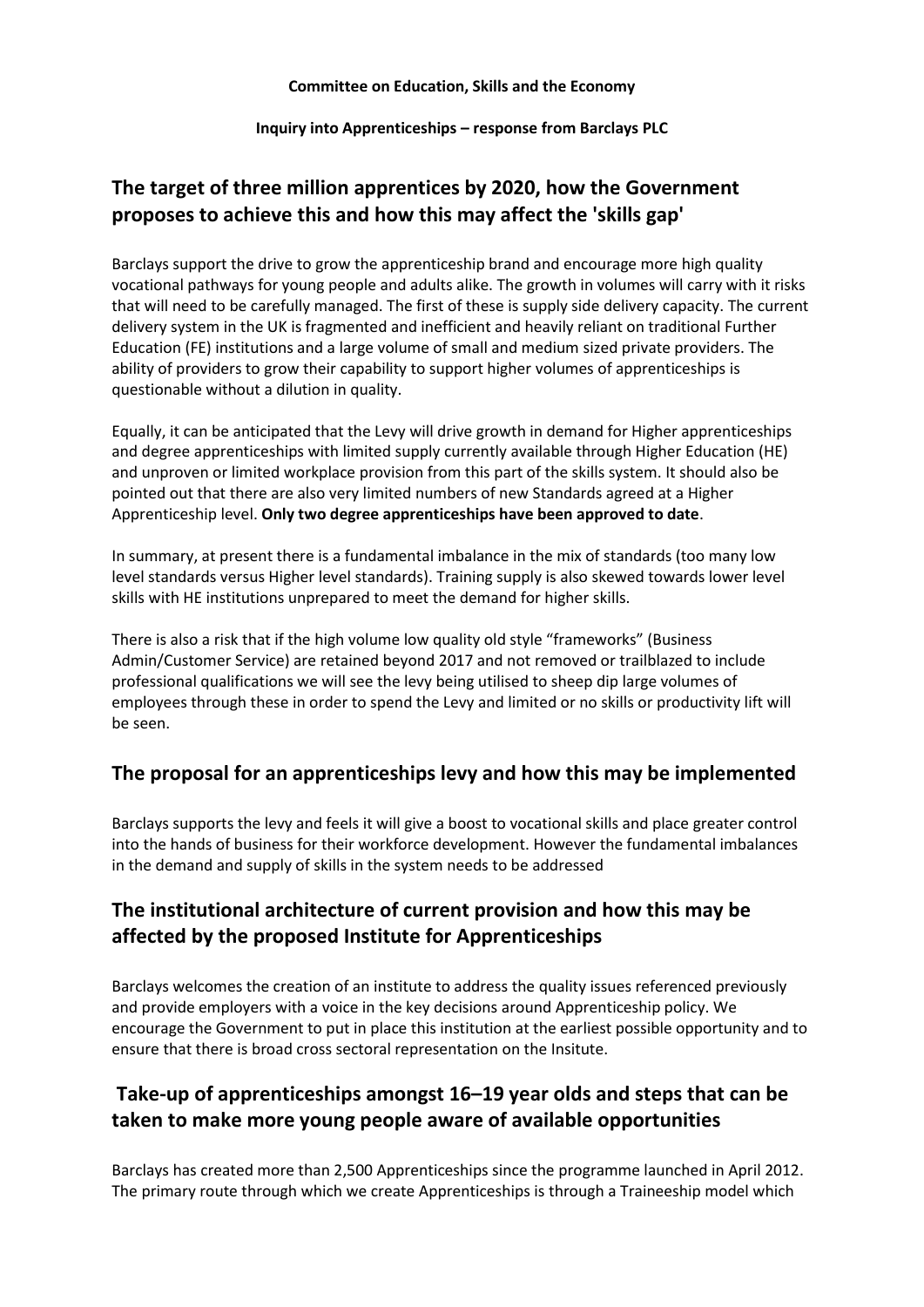**Committee on Education, Skills and the Economy**

**Inquiry into Apprenticeships – response from Barclays PLC**

## The target of three million apprentices by 2020, how the Government proposes to achieve this and how this may affect the 'skills gap'

Barclays support the drive to grow the apprenticeship brand and encourage more high quality vocational pathways for young people and adults alike. The growth in volumes will carry with it risks that will need to be carefully managed. The first of these is supply side delivery capacity. The current delivery system in the UK is fragmented and inefficient and heavily reliant on traditional Further Education (FE) institutions and a large volume of small and medium sized private providers. The ability of providers to grow their capability to support higher volumes of apprenticeships is questionable without a dilution in quality.

Equally, it can be anticipated that the Levy will drive growth in demand for Higher apprenticeships and degree apprenticeships with limited supply currently available through Higher Education (HE) and unproven or limited workplace provision from this part of the skills system. It should also be pointed out that there are also very limited numbers of new Standards agreed at a Higher Apprenticeship level. **Only two degree apprenticeships have been approved to date**.

In summary, at present there is a fundamental imbalance in the mix of standards (too many low level standards versus Higher level standards). Training supply is also skewed towards lower level skills with HE institutions unprepared to meet the demand for higher skills.

There is also a risk that if the high volume low quality old style "frameworks" (Business Admin/Customer Service) are retained beyond 2017 and not removed or trailblazed to include professional qualifications we will see the levy being utilised to sheep dip large volumes of employees through these in order to spend the Levy and limited or no skills or productivity lift will be seen.

## The proposal for an apprenticeships levy and how this may be implemented

Barclays supports the levy and feels it will give a boost to vocational skills and place greater control into the hands of business for their workforce development. However the fundamental imbalances in the demand and supply of skills in the system needs to be addressed

## The institutional architecture of current provision and how this may be affected by the proposed Institute for Apprenticeships

Barclays welcomes the creation of an institute to address the quality issues referenced previously and provide employers with a voice in the key decisions around Apprenticeship policy. We encourage the Government to put in place this institution at the earliest possible opportunity and to ensure that there is broad cross sectoral representation on the Insitute.

## Take-up of apprenticeships amongst 16–19 year olds and steps that can be taken to make more young people aware of available opportunities

Barclays has created more than 2,500 Apprenticeships since the programme launched in April 2012. The primary route through which we create Apprenticeships is through a Traineeship model which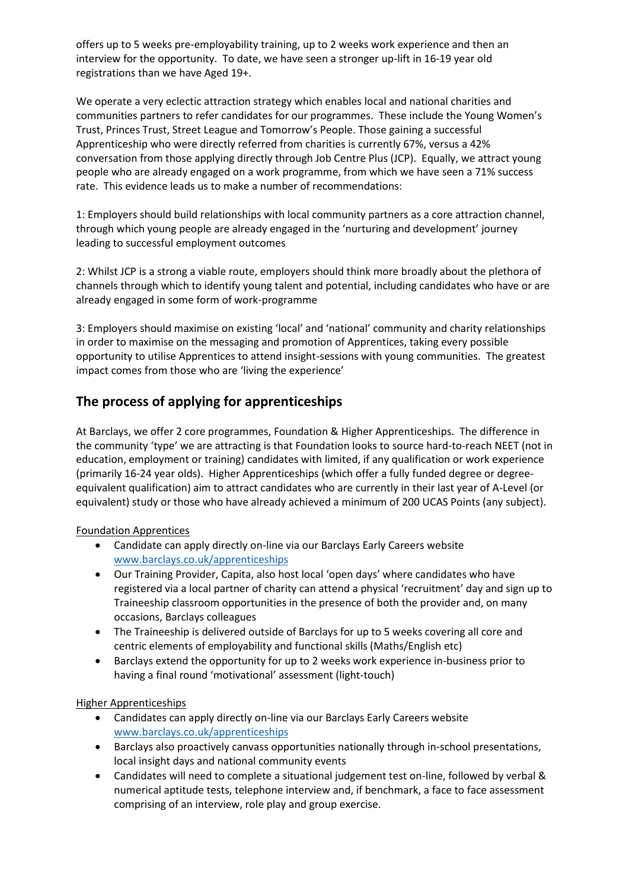offers up to 5 weeks pre-employability training, up to 2 weeks work experience and then an interview for the opportunity. To date, we have seen a stronger up-lift in 16-19 year old registrations than we have Aged 19+.

We operate a very eclectic attraction strategy which enables local and national charities and communities partners to refer candidates for our programmes. These include the Young Women's Trust, Princes Trust, Street League and Tomorrow's People. Those gaining a successful Apprenticeship who were directly referred from charities is currently 67%, versus a 42% conversation from those applying directly through Job Centre Plus (JCP). Equally, we attract young people who are already engaged on a work programme, from which we have seen a 71% success rate. This evidence leads us to make a number of recommendations:

1: Employers should build relationships with local community partners as a core attraction channel, through which young people are already engaged in the 'nurturing and development' journey leading to successful employment outcomes

2: Whilst JCP is a strong a viable route, employers should think more broadly about the plethora of channels through which to identify young talent and potential, including candidates who have or are already engaged in some form of work-programme

3: Employers should maximise on existing 'local' and 'national' community and charity relationships in order to maximise on the messaging and promotion of Apprentices, taking every possible opportunity to utilise Apprentices to attend insight-sessions with young communities. The greatest impact comes from those who are 'living the experience'

## The process of applying for apprenticeships

At Barclays, we offer 2 core programmes, Foundation & Higher Apprenticeships. The difference in the community 'type' we are attracting is that Foundation looks to source hard-to-reach NEET (not in education, employment or training) candidates with limited, if any qualification or work experience (primarily 16-24 year olds). Higher Apprenticeships (which offer a fully funded degree or degree-equivalent qualification) aim to attract candidates who are currently in their last year of A-Level (or equivalent) study or those who have already achieved a minimum of 200 UCAS Points (any subject).

<u>Foundation Apprentices</u>

- Candidate can apply directly on-line via our Barclays Early Careers website [www.barclays.co.uk/apprenticeships](www.barclays.co.uk/apprenticeships)
- Our Training Provider, Capita, also host local 'open days' where candidates who have registered via a local partner of charity can attend a physical 'recruitment' day and sign up to Traineeship classroom opportunities in the presence of both the provider and, on many occasions, Barclays colleagues
- The Traineeship is delivered outside of Barclays for up to 5 weeks covering all core and centric elements of employability and functional skills (Maths/English etc)
- Barclays extend the opportunity for up to 2 weeks work experience in-business prior to having a final round 'motivational' assessment (light-touch)

<u>Higher Apprenticeships</u>

- Candidates can apply directly on-line via our Barclays Early Careers website [www.barclays.co.uk/apprenticeships](www.barclays.co.uk/apprenticeships)
- Barclays also proactively canvass opportunities nationally through in-school presentations, local insight days and national community events
- Candidates will need to complete a situational judgement test on-line, followed by verbal & numerical aptitude tests, telephone interview and, if benchmark, a face to face assessment comprising of an interview, role play and group exercise.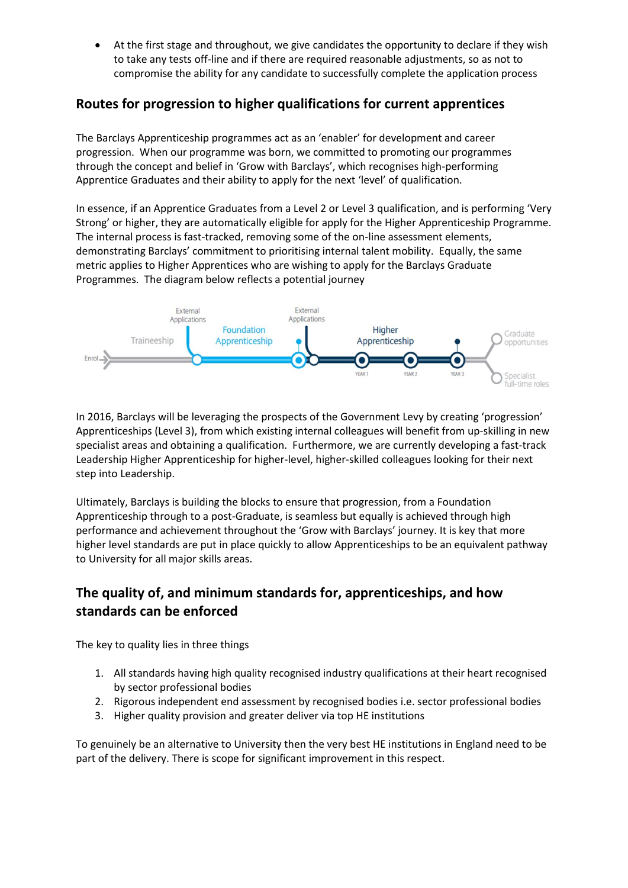- At the first stage and throughout, we give candidates the opportunity to declare if they wish to take any tests off-line and if there are required reasonable adjustments, so as not to compromise the ability for any candidate to successfully complete the application process

## Routes for progression to higher qualifications for current apprentices

The Barclays Apprenticeship programmes act as an 'enabler' for development and career progression. When our programme was born, we committed to promoting our programmes through the concept and belief in 'Grow with Barclays', which recognises high-performing Apprentice Graduates and their ability to apply for the next 'level' of qualification.

In essence, if an Apprentice Graduates from a Level 2 or Level 3 qualification, and is performing 'Very Strong' or higher, they are automatically eligible for apply for the Higher Apprenticeship Programme. The internal process is fast-tracked, removing some of the on-line assessment elements, demonstrating Barclays' commitment to prioritising internal talent mobility. Equally, the same metric applies to Higher Apprentices who are wishing to apply for the Barclays Graduate Programmes. The diagram below reflects a potential journey

External Applications
External Applications
Enrol
Traineeship
Foundation Apprenticeship
Higher Apprenticeship
YEAR 1
YEAR 2
YEAR 3
Graduate opportunities
Specialist full-time roles

In 2016, Barclays will be leveraging the prospects of the Government Levy by creating 'progression' Apprenticeships (Level 3), from which existing internal colleagues will benefit from up-skilling in new specialist areas and obtaining a qualification. Furthermore, we are currently developing a fast-track Leadership Higher Apprenticeship for higher-level, higher-skilled colleagues looking for their next step into Leadership.

Ultimately, Barclays is building the blocks to ensure that progression, from a Foundation Apprenticeship through to a post-Graduate, is seamless but equally is achieved through high performance and achievement throughout the 'Grow with Barclays' journey. It is key that more higher level standards are put in place quickly to allow Apprenticeships to be an equivalent pathway to University for all major skills areas.

## The quality of, and minimum standards for, apprenticeships, and how standards can be enforced

The key to quality lies in three things

1. All standards having high quality recognised industry qualifications at their heart recognised by sector professional bodies
2. Rigorous independent end assessment by recognised bodies i.e. sector professional bodies
3. Higher quality provision and greater deliver via top HE institutions

To genuinely be an alternative to University then the very best HE institutions in England need to be part of the delivery. There is scope for significant improvement in this respect.